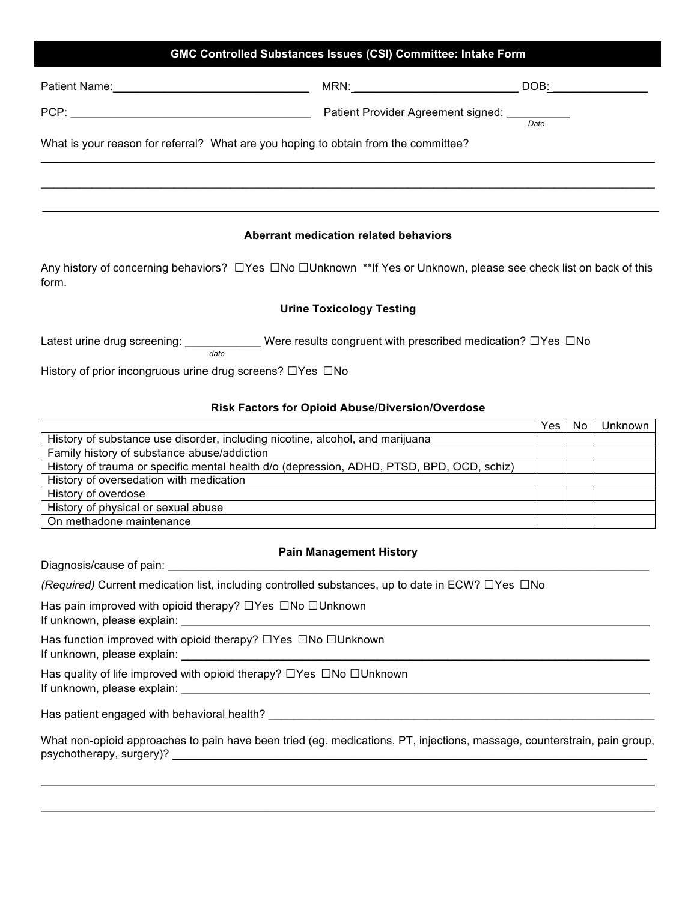# GMC Controlled Substances Issues (CSI) Committee: Intake Form

Patient Name:______________________________ MRN:__________________________ DOB:_______________

PCP:______________________________________ Patient Provider Agreement signed: __________ *Date*

What is your reason for referral? What are you hoping to obtain from the committee?

_______________________________________________________________________________________________

_______________________________________________________________________________________________

_______________________________________________________________________________________________

### Aberrant medication related behaviors

Any history of concerning behaviors? ☐Yes ☐No ☐Unknown **If Yes or Unknown, please see check list on back of this form.

### Urine Toxicology Testing

Latest urine drug screening: ____________ *date* Were results congruent with prescribed medication? ☐Yes ☐No

History of prior incongruous urine drug screens? ☐Yes ☐No

### Risk Factors for Opioid Abuse/Diversion/Overdose

| | Yes | No | Unknown |
|---|---|---|---|
| History of substance use disorder, including nicotine, alcohol, and marijuana | | | |
| Family history of substance abuse/addiction | | | |
| History of trauma or specific mental health d/o (depression, ADHD, PTSD, BPD, OCD, schiz) | | | |
| History of oversedation with medication | | | |
| History of overdose | | | |
| History of physical or sexual abuse | | | |
| On methadone maintenance | | | |

### Pain Management History

Diagnosis/cause of pain: ______________________________________________________________________

*(Required)* Current medication list, including controlled substances, up to date in ECW? ☐Yes ☐No

Has pain improved with opioid therapy? ☐Yes ☐No ☐Unknown
If unknown, please explain: ____________________________________________________________________

Has function improved with opioid therapy? ☐Yes ☐No ☐Unknown
If unknown, please explain: ____________________________________________________________________

Has quality of life improved with opioid therapy? ☐Yes ☐No ☐Unknown
If unknown, please explain: ____________________________________________________________________

Has patient engaged with behavioral health? _____________________________________________________

What non-opioid approaches to pain have been tried (eg. medications, PT, injections, massage, counterstrain, pain group, psychotherapy, surgery)? ____________________________________________________________

_______________________________________________________________________________________________

_______________________________________________________________________________________________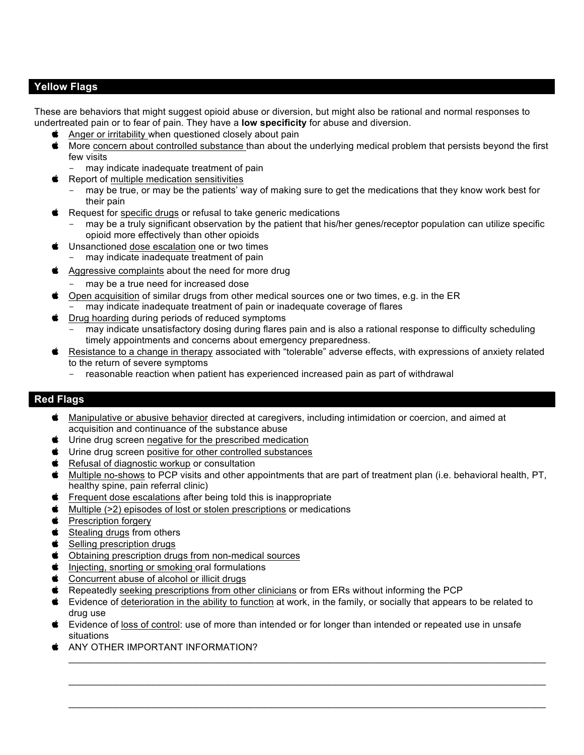## Yellow Flags

These are behaviors that might suggest opioid abuse or diversion, but might also be rational and normal responses to undertreated pain or to fear of pain. They have a **low specificity** for abuse and diversion.

- Anger or irritability when questioned closely about pain
- More concern about controlled substance than about the underlying medical problem that persists beyond the first few visits
  - may indicate inadequate treatment of pain
- Report of multiple medication sensitivities
  - may be true, or may be the patients' way of making sure to get the medications that they know work best for their pain
- Request for specific drugs or refusal to take generic medications
  - may be a truly significant observation by the patient that his/her genes/receptor population can utilize specific opioid more effectively than other opioids
- Unsanctioned dose escalation one or two times
  - may indicate inadequate treatment of pain
- Aggressive complaints about the need for more drug
  - may be a true need for increased dose
- Open acquisition of similar drugs from other medical sources one or two times, e.g. in the ER
  - may indicate inadequate treatment of pain or inadequate coverage of flares
- Drug hoarding during periods of reduced symptoms
  - may indicate unsatisfactory dosing during flares pain and is also a rational response to difficulty scheduling timely appointments and concerns about emergency preparedness.
- Resistance to a change in therapy associated with "tolerable" adverse effects, with expressions of anxiety related to the return of severe symptoms
  - reasonable reaction when patient has experienced increased pain as part of withdrawal

## Red Flags

- Manipulative or abusive behavior directed at caregivers, including intimidation or coercion, and aimed at acquisition and continuance of the substance abuse
- Urine drug screen negative for the prescribed medication
- Urine drug screen positive for other controlled substances
- Refusal of diagnostic workup or consultation
- Multiple no-shows to PCP visits and other appointments that are part of treatment plan (i.e. behavioral health, PT, healthy spine, pain referral clinic)
- Frequent dose escalations after being told this is inappropriate
- Multiple (>2) episodes of lost or stolen prescriptions or medications
- Prescription forgery
- Stealing drugs from others
- Selling prescription drugs
- Obtaining prescription drugs from non-medical sources
- Injecting, snorting or smoking oral formulations
- Concurrent abuse of alcohol or illicit drugs
- Repeatedly seeking prescriptions from other clinicians or from ERs without informing the PCP
- Evidence of deterioration in the ability to function at work, in the family, or socially that appears to be related to drug use
- Evidence of loss of control: use of more than intended or for longer than intended or repeated use in unsafe situations
- ANY OTHER IMPORTANT INFORMATION?

  ______________________________________________________________________________

  ______________________________________________________________________________

  ______________________________________________________________________________